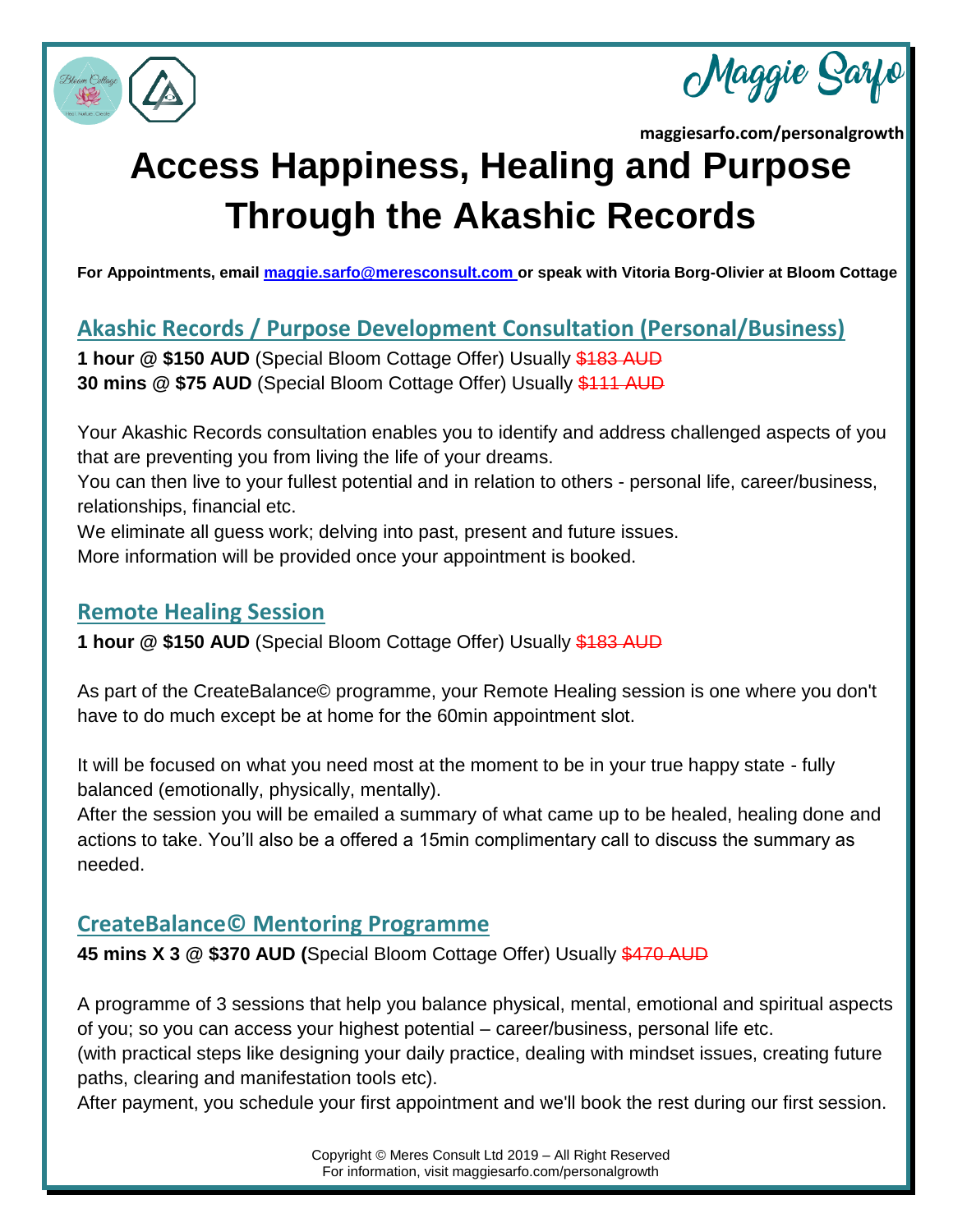Maggie Sarfo

maggiesarfo.com/personalgrowth

# Access Happiness, Healing and Purpose Through the Akashic Records

**For Appointments, email maggie.sarfo@meresconsult.com or speak with Vitoria Borg-Olivier at Bloom Cottage**

## Akashic Records / Purpose Development Consultation (Personal/Business)

**1 hour @ $150 AUD** (Special Bloom Cottage Offer) Usually ~~$183 AUD~~
**30 mins @ $75 AUD** (Special Bloom Cottage Offer) Usually ~~$111 AUD~~

Your Akashic Records consultation enables you to identify and address challenged aspects of you that are preventing you from living the life of your dreams.
You can then live to your fullest potential and in relation to others - personal life, career/business, relationships, financial etc.
We eliminate all guess work; delving into past, present and future issues.
More information will be provided once your appointment is booked.

## Remote Healing Session

**1 hour @ $150 AUD** (Special Bloom Cottage Offer) Usually ~~$183 AUD~~

As part of the CreateBalance© programme, your Remote Healing session is one where you don't have to do much except be at home for the 60min appointment slot.

It will be focused on what you need most at the moment to be in your true happy state - fully balanced (emotionally, physically, mentally).
After the session you will be emailed a summary of what came up to be healed, healing done and actions to take. You'll also be a offered a 15min complimentary call to discuss the summary as needed.

## CreateBalance© Mentoring Programme

**45 mins X 3 @ $370 AUD (**Special Bloom Cottage Offer) Usually ~~$470 AUD~~

A programme of 3 sessions that help you balance physical, mental, emotional and spiritual aspects of you; so you can access your highest potential – career/business, personal life etc.
(with practical steps like designing your daily practice, dealing with mindset issues, creating future paths, clearing and manifestation tools etc).
After payment, you schedule your first appointment and we'll book the rest during our first session.

Copyright © Meres Consult Ltd 2019 – All Right Reserved
For information, visit maggiesarfo.com/personalgrowth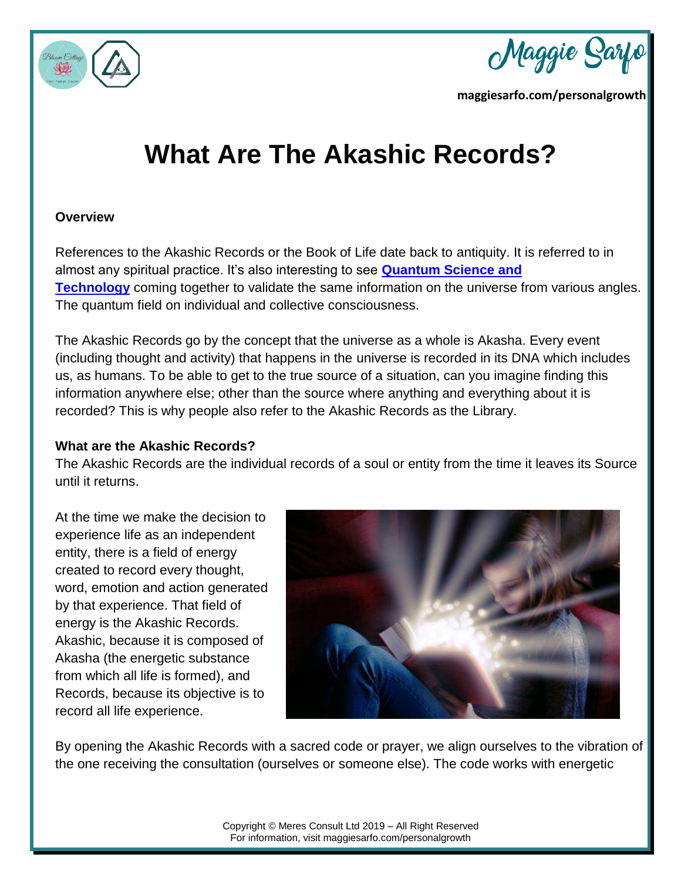# What Are The Akashic Records?

**Overview**

References to the Akashic Records or the Book of Life date back to antiquity. It is referred to in almost any spiritual practice. It's also interesting to see **Quantum Science and Technology** coming together to validate the same information on the universe from various angles. The quantum field on individual and collective consciousness.

The Akashic Records go by the concept that the universe as a whole is Akasha. Every event (including thought and activity) that happens in the universe is recorded in its DNA which includes us, as humans. To be able to get to the true source of a situation, can you imagine finding this information anywhere else; other than the source where anything and everything about it is recorded? This is why people also refer to the Akashic Records as the Library.

**What are the Akashic Records?**

The Akashic Records are the individual records of a soul or entity from the time it leaves its Source until it returns.

At the time we make the decision to experience life as an independent entity, there is a field of energy created to record every thought, word, emotion and action generated by that experience. That field of energy is the Akashic Records. Akashic, because it is composed of Akasha (the energetic substance from which all life is formed), and Records, because its objective is to record all life experience.

By opening the Akashic Records with a sacred code or prayer, we align ourselves to the vibration of the one receiving the consultation (ourselves or someone else). The code works with energetic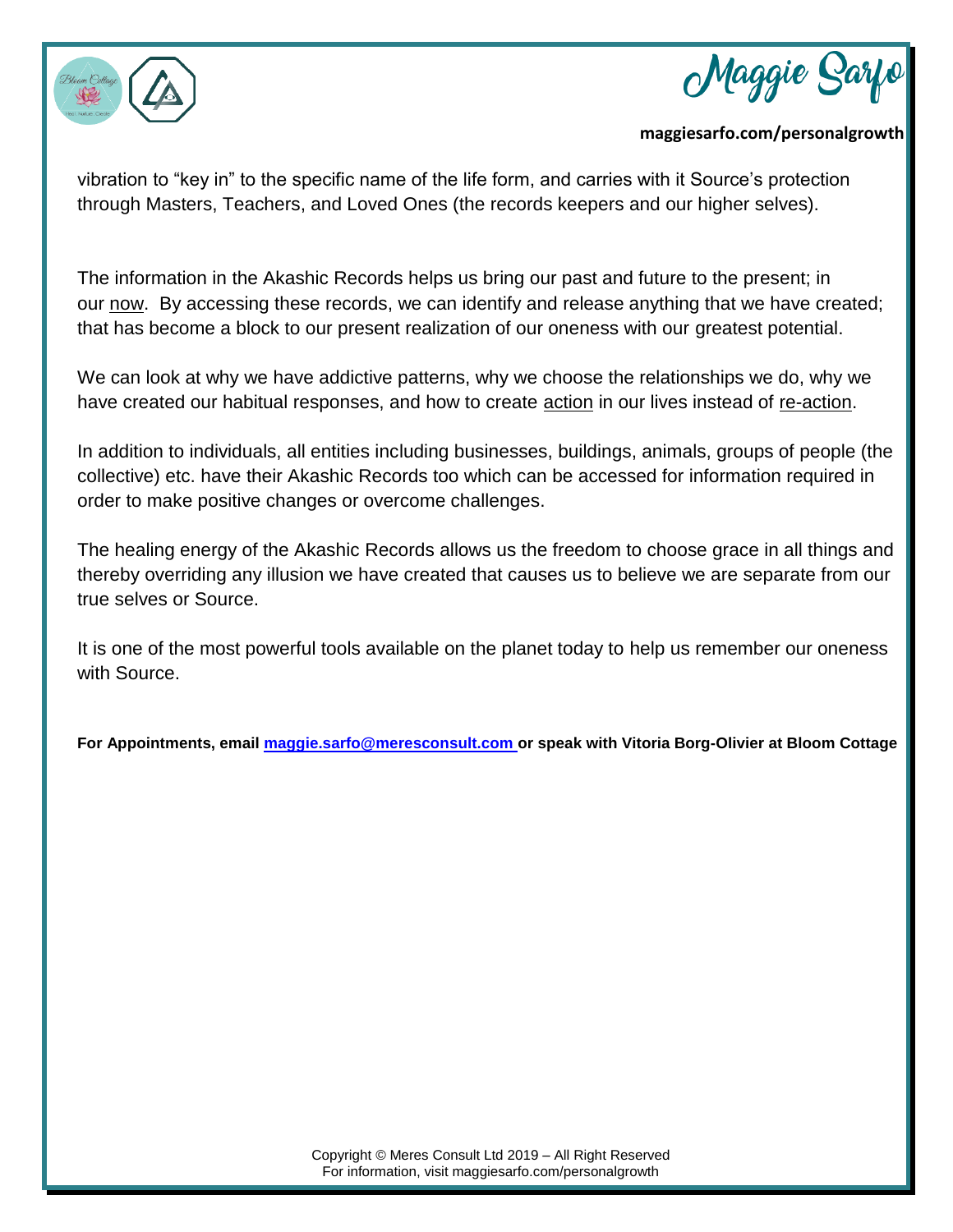vibration to "key in" to the specific name of the life form, and carries with it Source's protection through Masters, Teachers, and Loved Ones (the records keepers and our higher selves).

The information in the Akashic Records helps us bring our past and future to the present; in our now. By accessing these records, we can identify and release anything that we have created; that has become a block to our present realization of our oneness with our greatest potential.

We can look at why we have addictive patterns, why we choose the relationships we do, why we have created our habitual responses, and how to create action in our lives instead of re-action.

In addition to individuals, all entities including businesses, buildings, animals, groups of people (the collective) etc. have their Akashic Records too which can be accessed for information required in order to make positive changes or overcome challenges.

The healing energy of the Akashic Records allows us the freedom to choose grace in all things and thereby overriding any illusion we have created that causes us to believe we are separate from our true selves or Source.

It is one of the most powerful tools available on the planet today to help us remember our oneness with Source.

**For Appointments, email [maggie.sarfo@meresconsult.com](mailto:maggie.sarfo@meresconsult.com) or speak with Vitoria Borg-Olivier at Bloom Cottage**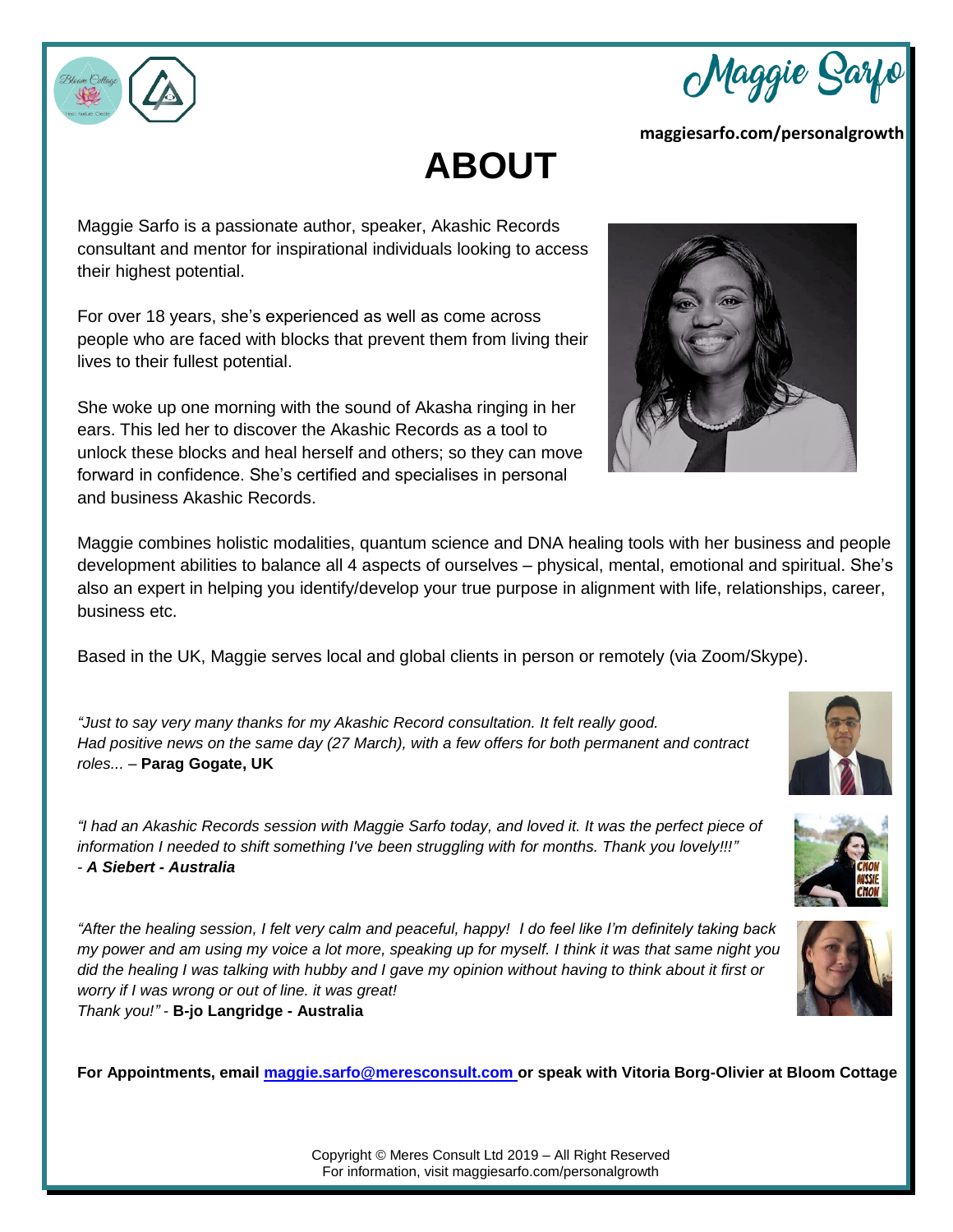Maggie Sarfo

**maggiesarfo.com/personalgrowth**

# ABOUT

Maggie Sarfo is a passionate author, speaker, Akashic Records consultant and mentor for inspirational individuals looking to access their highest potential.

For over 18 years, she's experienced as well as come across people who are faced with blocks that prevent them from living their lives to their fullest potential.

She woke up one morning with the sound of Akasha ringing in her ears. This led her to discover the Akashic Records as a tool to unlock these blocks and heal herself and others; so they can move forward in confidence. She's certified and specialises in personal and business Akashic Records.

Maggie combines holistic modalities, quantum science and DNA healing tools with her business and people development abilities to balance all 4 aspects of ourselves – physical, mental, emotional and spiritual. She's also an expert in helping you identify/develop your true purpose in alignment with life, relationships, career, business etc.

Based in the UK, Maggie serves local and global clients in person or remotely (via Zoom/Skype).

*"Just to say very many thanks for my Akashic Record consultation. It felt really good. Had positive news on the same day (27 March), with a few offers for both permanent and contract roles...* – **Parag Gogate, UK**

*"I had an Akashic Records session with Maggie Sarfo today, and loved it. It was the perfect piece of information I needed to shift something I've been struggling with for months. Thank you lovely!!!"*
*- **A Siebert - Australia***

*"After the healing session, I felt very calm and peaceful, happy! I do feel like I'm definitely taking back my power and am using my voice a lot more, speaking up for myself. I think it was that same night you did the healing I was talking with hubby and I gave my opinion without having to think about it first or worry if I was wrong or out of line. it was great!*
*Thank you!"* - **B-jo Langridge - Australia**

**For Appointments, email [maggie.sarfo@meresconsult.com](mailto:maggie.sarfo@meresconsult.com) or speak with Vitoria Borg-Olivier at Bloom Cottage**

Copyright © Meres Consult Ltd 2019 – All Right Reserved
For information, visit maggiesarfo.com/personalgrowth